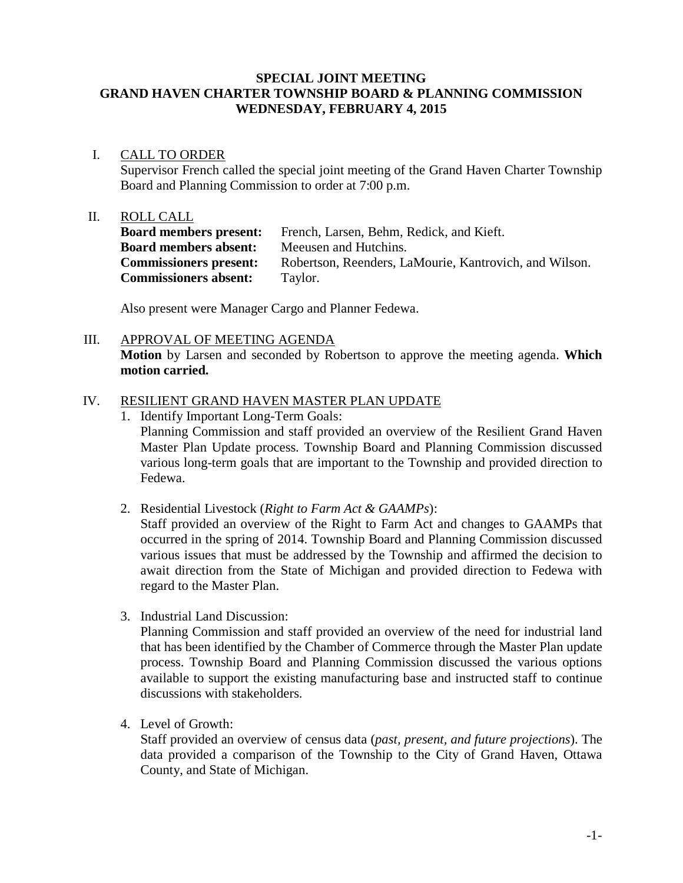# SPECIAL JOINT MEETING
# GRAND HAVEN CHARTER TOWNSHIP BOARD & PLANNING COMMISSION
# WEDNESDAY, FEBRUARY 4, 2015

I. CALL TO ORDER

Supervisor French called the special joint meeting of the Grand Haven Charter Township Board and Planning Commission to order at 7:00 p.m.

II. ROLL CALL

**Board members present:** French, Larsen, Behm, Redick, and Kieft.
**Board members absent:** Meeusen and Hutchins.
**Commissioners present:** Robertson, Reenders, LaMourie, Kantrovich, and Wilson.
**Commissioners absent:** Taylor.

Also present were Manager Cargo and Planner Fedewa.

III. APPROVAL OF MEETING AGENDA

**Motion** by Larsen and seconded by Robertson to approve the meeting agenda. **Which motion carried.**

IV. RESILIENT GRAND HAVEN MASTER PLAN UPDATE

1. Identify Important Long-Term Goals:
   Planning Commission and staff provided an overview of the Resilient Grand Haven Master Plan Update process. Township Board and Planning Commission discussed various long-term goals that are important to the Township and provided direction to Fedewa.

2. Residential Livestock (*Right to Farm Act & GAAMPs*):
   Staff provided an overview of the Right to Farm Act and changes to GAAMPs that occurred in the spring of 2014. Township Board and Planning Commission discussed various issues that must be addressed by the Township and affirmed the decision to await direction from the State of Michigan and provided direction to Fedewa with regard to the Master Plan.

3. Industrial Land Discussion:
   Planning Commission and staff provided an overview of the need for industrial land that has been identified by the Chamber of Commerce through the Master Plan update process. Township Board and Planning Commission discussed the various options available to support the existing manufacturing base and instructed staff to continue discussions with stakeholders.

4. Level of Growth:
   Staff provided an overview of census data (*past, present, and future projections*). The data provided a comparison of the Township to the City of Grand Haven, Ottawa County, and State of Michigan.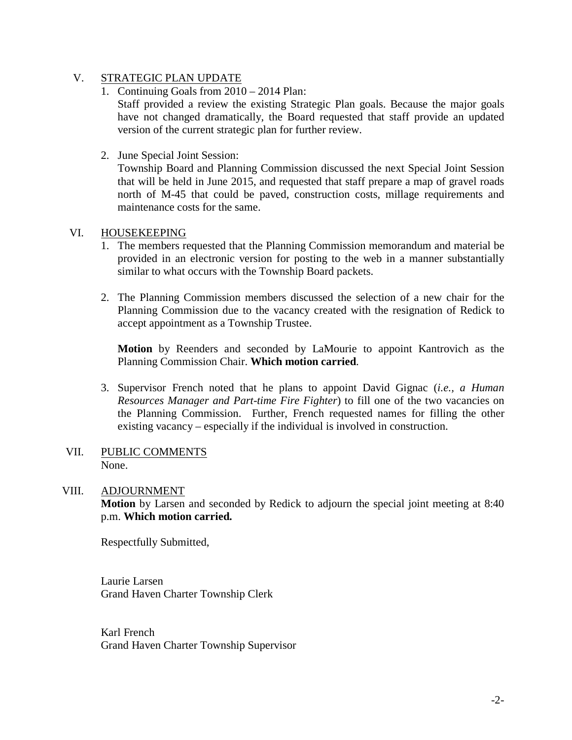V. STRATEGIC PLAN UPDATE

1. Continuing Goals from 2010 – 2014 Plan:
   Staff provided a review the existing Strategic Plan goals. Because the major goals have not changed dramatically, the Board requested that staff provide an updated version of the current strategic plan for further review.

2. June Special Joint Session:
   Township Board and Planning Commission discussed the next Special Joint Session that will be held in June 2015, and requested that staff prepare a map of gravel roads north of M-45 that could be paved, construction costs, millage requirements and maintenance costs for the same.

VI. HOUSEKEEPING

1. The members requested that the Planning Commission memorandum and material be provided in an electronic version for posting to the web in a manner substantially similar to what occurs with the Township Board packets.

2. The Planning Commission members discussed the selection of a new chair for the Planning Commission due to the vacancy created with the resignation of Redick to accept appointment as a Township Trustee.

   **Motion** by Reenders and seconded by LaMourie to appoint Kantrovich as the Planning Commission Chair. **Which motion carried**.

3. Supervisor French noted that he plans to appoint David Gignac (*i.e., a Human Resources Manager and Part-time Fire Fighter*) to fill one of the two vacancies on the Planning Commission. Further, French requested names for filling the other existing vacancy – especially if the individual is involved in construction.

VII. PUBLIC COMMENTS
None.

VIII. ADJOURNMENT
**Motion** by Larsen and seconded by Redick to adjourn the special joint meeting at 8:40 p.m. **Which motion carried.**

Respectfully Submitted,

Laurie Larsen
Grand Haven Charter Township Clerk

Karl French
Grand Haven Charter Township Supervisor